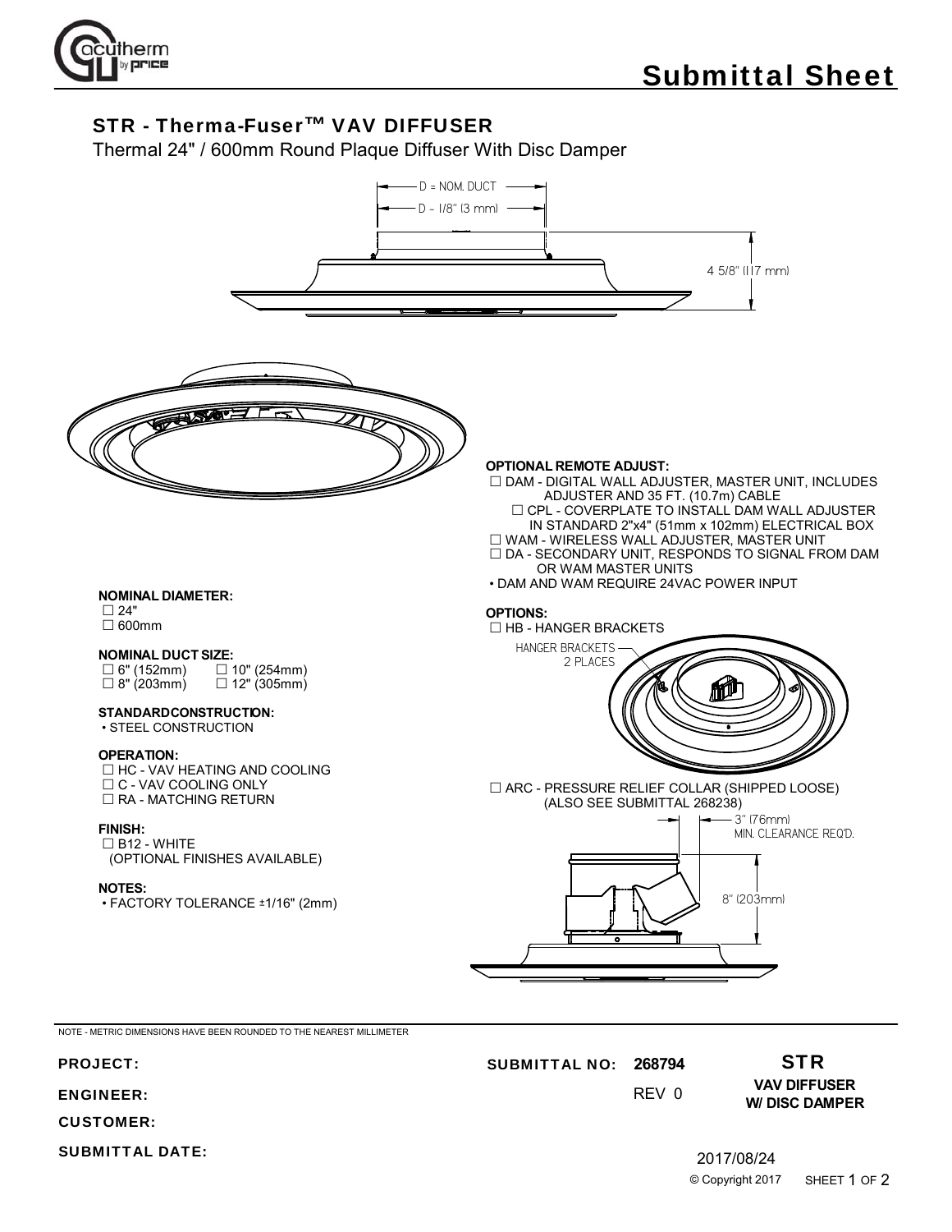# Submittal Sheet

## STR - Therma-Fuser™ VAV DIFFUSER

Thermal 24" / 600mm Round Plaque Diffuser With Disc Damper

D = NOM. DUCT

D - 1/8" (3 mm)

4 5/8" (117 mm)

**NOMINAL DIAMETER:**

☐ 24"
☐ 600mm

**NOMINAL DUCT SIZE:**

☐ 6" (152mm) ☐ 10" (254mm)
☐ 8" (203mm) ☐ 12" (305mm)

**STANDARD CONSTRUCTION:**

• STEEL CONSTRUCTION

**OPERATION:**

☐ HC - VAV HEATING AND COOLING
☐ C - VAV COOLING ONLY
☐ RA - MATCHING RETURN

**FINISH:**

☐ B12 - WHITE
(OPTIONAL FINISHES AVAILABLE)

**NOTES:**

• FACTORY TOLERANCE ±1/16" (2mm)

**OPTIONAL REMOTE ADJUST:**

☐ DAM - DIGITAL WALL ADJUSTER, MASTER UNIT, INCLUDES ADJUSTER AND 35 FT. (10.7m) CABLE
☐ CPL - COVERPLATE TO INSTALL DAM WALL ADJUSTER IN STANDARD 2"x4" (51mm x 102mm) ELECTRICAL BOX
☐ WAM - WIRELESS WALL ADJUSTER, MASTER UNIT
☐ DA - SECONDARY UNIT, RESPONDS TO SIGNAL FROM DAM OR WAM MASTER UNITS
• DAM AND WAM REQUIRE 24VAC POWER INPUT

**OPTIONS:**

☐ HB - HANGER BRACKETS

HANGER BRACKETS 2 PLACES

☐ ARC - PRESSURE RELIEF COLLAR (SHIPPED LOOSE) (ALSO SEE SUBMITTAL 268238)

3" (76mm) MIN. CLEARANCE REQ'D.

8" (203mm)

NOTE - METRIC DIMENSIONS HAVE BEEN ROUNDED TO THE NEAREST MILLIMETER

PROJECT:

ENGINEER:

CUSTOMER:

SUBMITTAL DATE:

SUBMITTAL NO: **268794**

REV 0

**STR**
**VAV DIFFUSER W/ DISC DAMPER**

2017/08/24

© Copyright 2017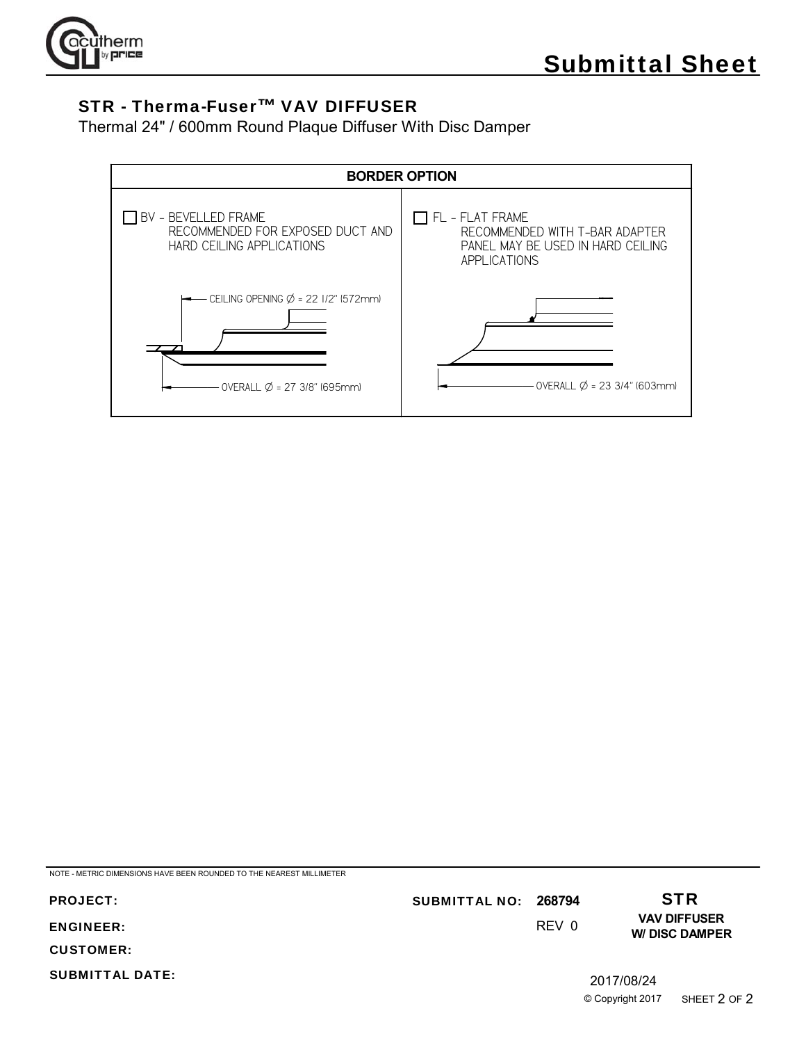## STR - Therma-Fuser™ VAV DIFFUSER

Thermal 24" / 600mm Round Plaque Diffuser With Disc Damper

| BORDER OPTION | |
|---|---|
| ☐ BV - BEVELLED FRAME<br>RECOMMENDED FOR EXPOSED DUCT AND HARD CEILING APPLICATIONS<br><br>CEILING OPENING Ø = 22 1/2" (572mm)<br>OVERALL Ø = 27 3/8" (695mm) | ☐ FL - FLAT FRAME<br>RECOMMENDED WITH T-BAR ADAPTER PANEL MAY BE USED IN HARD CEILING APPLICATIONS<br><br>OVERALL Ø = 23 3/4" (603mm) |

NOTE - METRIC DIMENSIONS HAVE BEEN ROUNDED TO THE NEAREST MILLIMETER

**PROJECT:**

**ENGINEER:**

**CUSTOMER:**

**SUBMITTAL DATE:** 2017/08/24

**SUBMITTAL NO: 268794**

REV 0

**STR**

**VAV DIFFUSER W/ DISC DAMPER**

© Copyright 2017